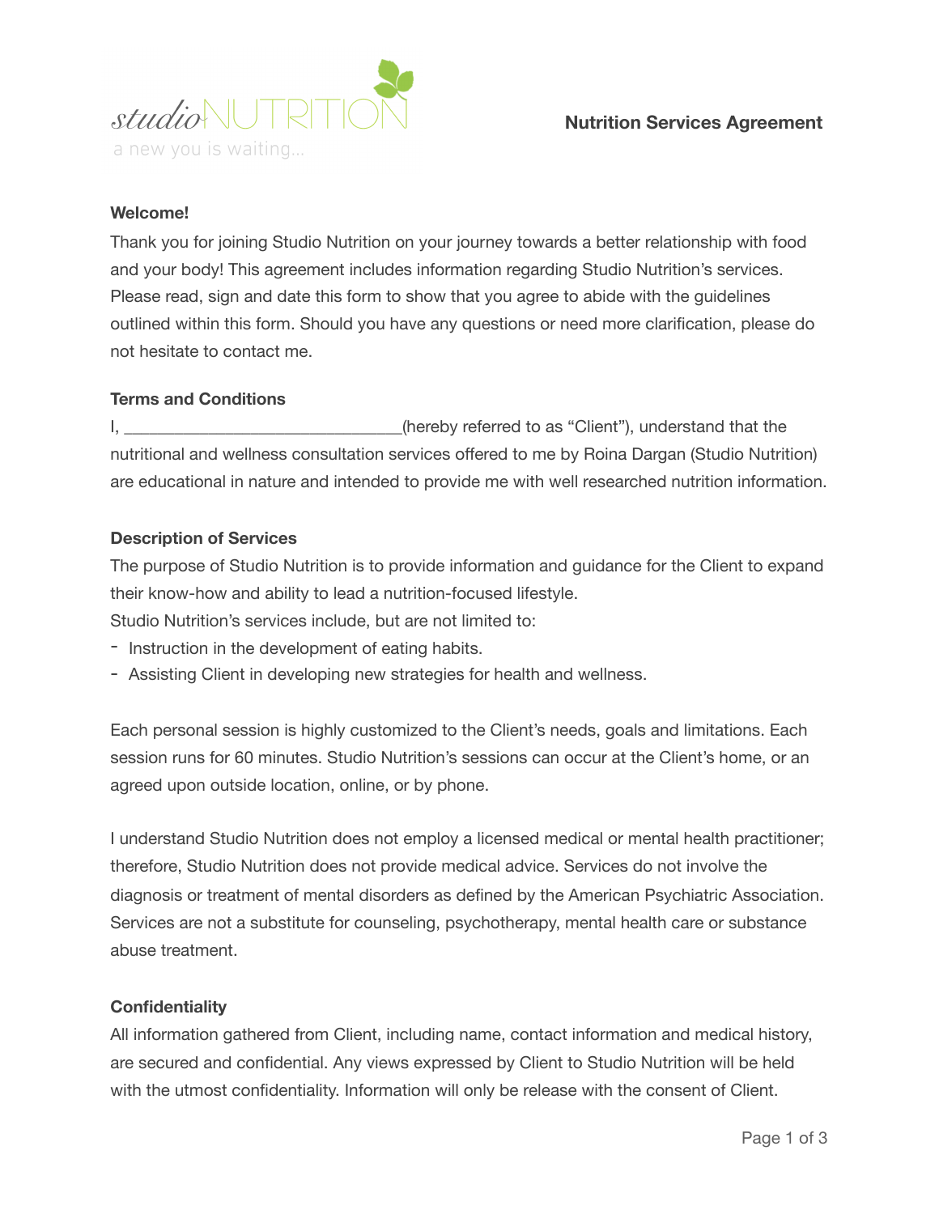studioNUTRITION

a new you is waiting...

# Nutrition Services Agreement

**Welcome!**

Thank you for joining Studio Nutrition on your journey towards a better relationship with food and your body! This agreement includes information regarding Studio Nutrition's services. Please read, sign and date this form to show that you agree to abide with the guidelines outlined within this form. Should you have any questions or need more clarification, please do not hesitate to contact me.

**Terms and Conditions**

I, ______________________________(hereby referred to as "Client"), understand that the nutritional and wellness consultation services offered to me by Roina Dargan (Studio Nutrition) are educational in nature and intended to provide me with well researched nutrition information.

**Description of Services**

The purpose of Studio Nutrition is to provide information and guidance for the Client to expand their know-how and ability to lead a nutrition-focused lifestyle.

Studio Nutrition's services include, but are not limited to:

- Instruction in the development of eating habits.
- Assisting Client in developing new strategies for health and wellness.

Each personal session is highly customized to the Client's needs, goals and limitations. Each session runs for 60 minutes. Studio Nutrition's sessions can occur at the Client's home, or an agreed upon outside location, online, or by phone.

I understand Studio Nutrition does not employ a licensed medical or mental health practitioner; therefore, Studio Nutrition does not provide medical advice. Services do not involve the diagnosis or treatment of mental disorders as defined by the American Psychiatric Association. Services are not a substitute for counseling, psychotherapy, mental health care or substance abuse treatment.

**Confidentiality**

All information gathered from Client, including name, contact information and medical history, are secured and confidential. Any views expressed by Client to Studio Nutrition will be held with the utmost confidentiality. Information will only be release with the consent of Client.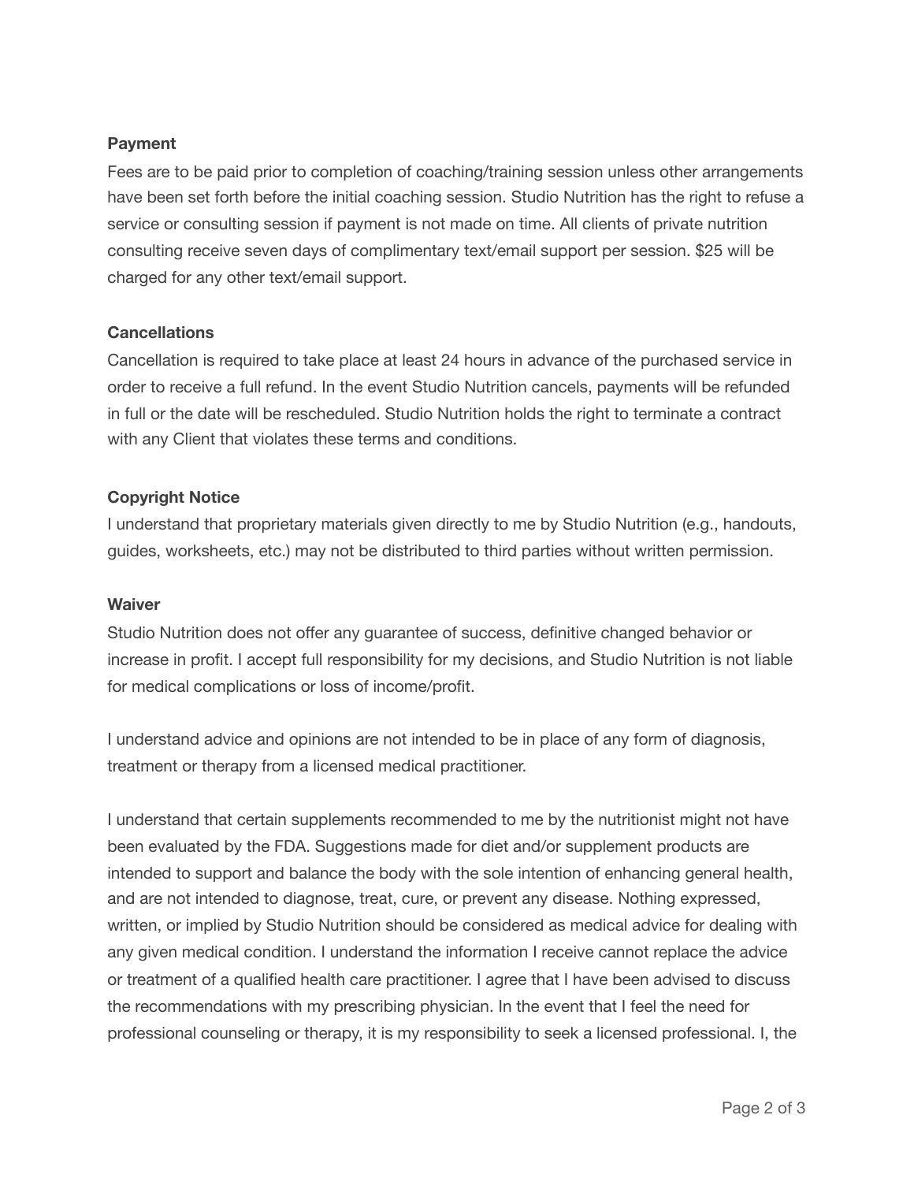**Payment**

Fees are to be paid prior to completion of coaching/training session unless other arrangements have been set forth before the initial coaching session. Studio Nutrition has the right to refuse a service or consulting session if payment is not made on time. All clients of private nutrition consulting receive seven days of complimentary text/email support per session. $25 will be charged for any other text/email support.

**Cancellations**

Cancellation is required to take place at least 24 hours in advance of the purchased service in order to receive a full refund. In the event Studio Nutrition cancels, payments will be refunded in full or the date will be rescheduled. Studio Nutrition holds the right to terminate a contract with any Client that violates these terms and conditions.

**Copyright Notice**

I understand that proprietary materials given directly to me by Studio Nutrition (e.g., handouts, guides, worksheets, etc.) may not be distributed to third parties without written permission.

**Waiver**

Studio Nutrition does not offer any guarantee of success, definitive changed behavior or increase in profit. I accept full responsibility for my decisions, and Studio Nutrition is not liable for medical complications or loss of income/profit.

I understand advice and opinions are not intended to be in place of any form of diagnosis, treatment or therapy from a licensed medical practitioner.

I understand that certain supplements recommended to me by the nutritionist might not have been evaluated by the FDA. Suggestions made for diet and/or supplement products are intended to support and balance the body with the sole intention of enhancing general health, and are not intended to diagnose, treat, cure, or prevent any disease. Nothing expressed, written, or implied by Studio Nutrition should be considered as medical advice for dealing with any given medical condition. I understand the information I receive cannot replace the advice or treatment of a qualified health care practitioner. I agree that I have been advised to discuss the recommendations with my prescribing physician. In the event that I feel the need for professional counseling or therapy, it is my responsibility to seek a licensed professional. I, the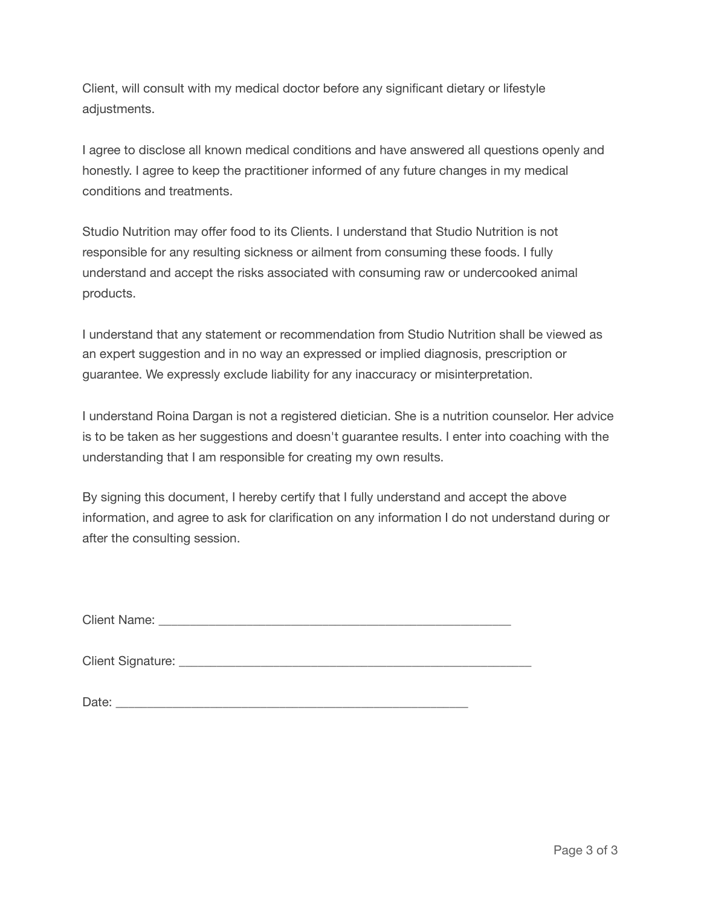Client, will consult with my medical doctor before any significant dietary or lifestyle adjustments.

I agree to disclose all known medical conditions and have answered all questions openly and honestly. I agree to keep the practitioner informed of any future changes in my medical conditions and treatments.

Studio Nutrition may offer food to its Clients. I understand that Studio Nutrition is not responsible for any resulting sickness or ailment from consuming these foods. I fully understand and accept the risks associated with consuming raw or undercooked animal products.

I understand that any statement or recommendation from Studio Nutrition shall be viewed as an expert suggestion and in no way an expressed or implied diagnosis, prescription or guarantee. We expressly exclude liability for any inaccuracy or misinterpretation.

I understand Roina Dargan is not a registered dietician. She is a nutrition counselor. Her advice is to be taken as her suggestions and doesn't guarantee results. I enter into coaching with the understanding that I am responsible for creating my own results.

By signing this document, I hereby certify that I fully understand and accept the above information, and agree to ask for clarification on any information I do not understand during or after the consulting session.

Client Name: ________________________________________________________

Client Signature: ________________________________________________________

Date: ________________________________________________________